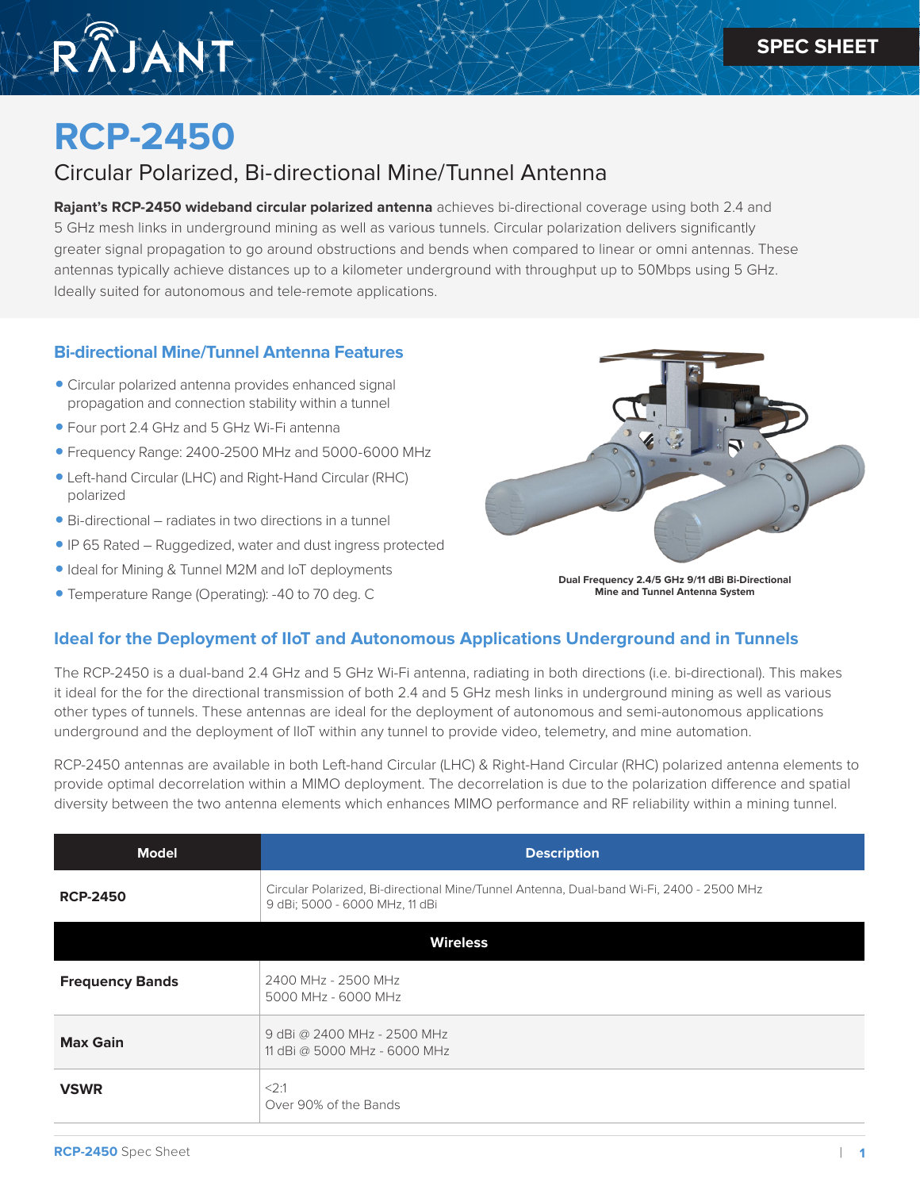SPEC SHEET

# RCP-2450

## Circular Polarized, Bi-directional Mine/Tunnel Antenna

**Rajant's RCP-2450 wideband circular polarized antenna** achieves bi-directional coverage using both 2.4 and 5 GHz mesh links in underground mining as well as various tunnels. Circular polarization delivers significantly greater signal propagation to go around obstructions and bends when compared to linear or omni antennas. These antennas typically achieve distances up to a kilometer underground with throughput up to 50Mbps using 5 GHz. Ideally suited for autonomous and tele-remote applications.

### Bi-directional Mine/Tunnel Antenna Features

- Circular polarized antenna provides enhanced signal propagation and connection stability within a tunnel
- Four port 2.4 GHz and 5 GHz Wi-Fi antenna
- Frequency Range: 2400-2500 MHz and 5000-6000 MHz
- Left-hand Circular (LHC) and Right-Hand Circular (RHC) polarized
- Bi-directional – radiates in two directions in a tunnel
- IP 65 Rated – Ruggedized, water and dust ingress protected
- Ideal for Mining & Tunnel M2M and IoT deployments
- Temperature Range (Operating): -40 to 70 deg. C

**Dual Frequency 2.4/5 GHz 9/11 dBi Bi-Directional Mine and Tunnel Antenna System**

### Ideal for the Deployment of IIoT and Autonomous Applications Underground and in Tunnels

The RCP-2450 is a dual-band 2.4 GHz and 5 GHz Wi-Fi antenna, radiating in both directions (i.e. bi-directional). This makes it ideal for the for the directional transmission of both 2.4 and 5 GHz mesh links in underground mining as well as various other types of tunnels. These antennas are ideal for the deployment of autonomous and semi-autonomous applications underground and the deployment of IIoT within any tunnel to provide video, telemetry, and mine automation.

RCP-2450 antennas are available in both Left-hand Circular (LHC) & Right-Hand Circular (RHC) polarized antenna elements to provide optimal decorrelation within a MIMO deployment. The decorrelation is due to the polarization difference and spatial diversity between the two antenna elements which enhances MIMO performance and RF reliability within a mining tunnel.

| Model | Description |
|---|---|
| **RCP-2450** | Circular Polarized, Bi-directional Mine/Tunnel Antenna, Dual-band Wi-Fi, 2400 - 2500 MHz 9 dBi; 5000 - 6000 MHz, 11 dBi |
| **Wireless** | |
| **Frequency Bands** | 2400 MHz - 2500 MHz<br>5000 MHz - 6000 MHz |
| **Max Gain** | 9 dBi @ 2400 MHz - 2500 MHz<br>11 dBi @ 5000 MHz - 6000 MHz |
| **VSWR** | <2:1<br>Over 90% of the Bands |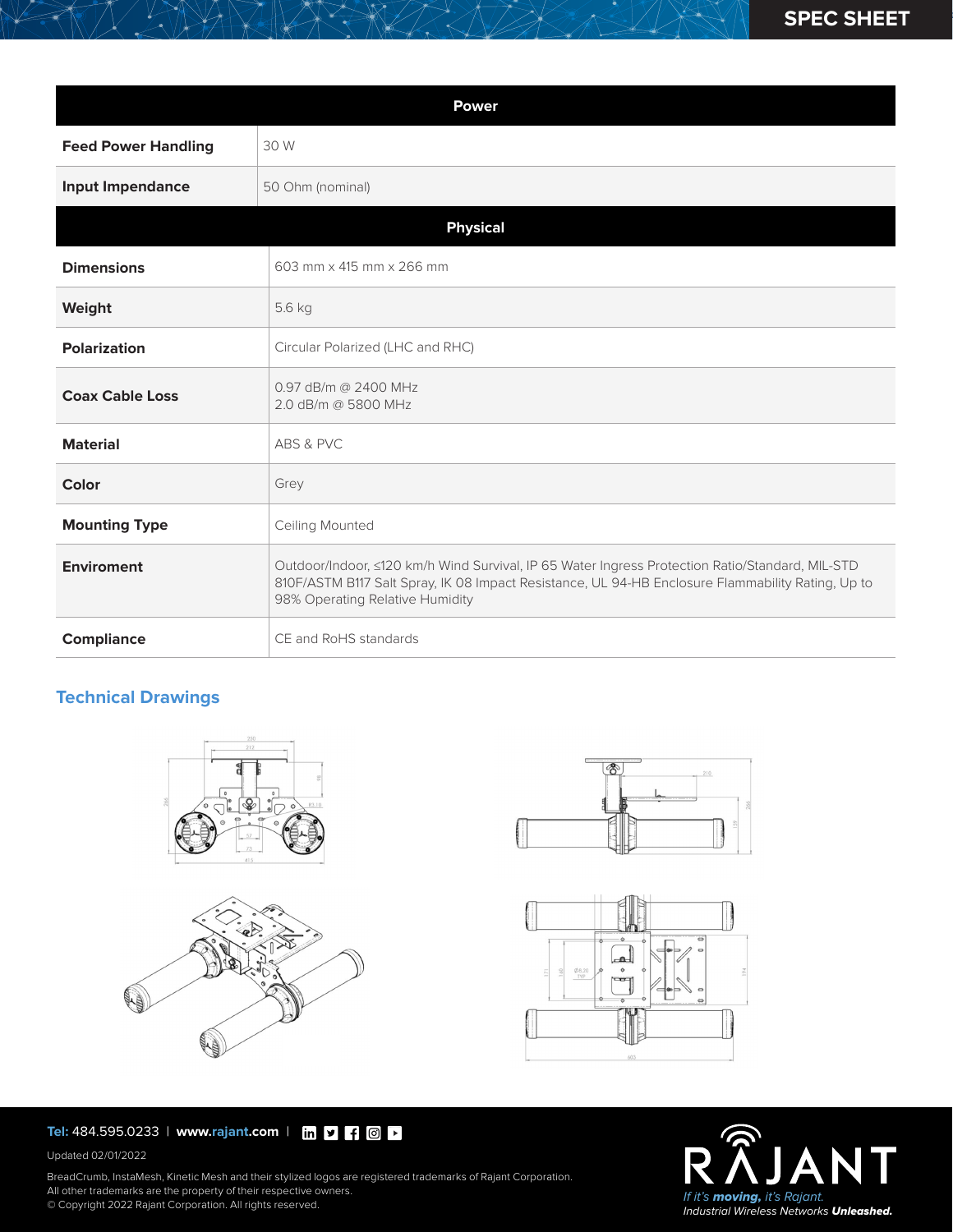| Power | |
|---|---|
| **Feed Power Handling** | 30 W |
| **Input Impendance** | 50 Ohm (nominal) |
| **Physical** | |
| **Dimensions** | 603 mm x 415 mm x 266 mm |
| **Weight** | 5.6 kg |
| **Polarization** | Circular Polarized (LHC and RHC) |
| **Coax Cable Loss** | 0.97 dB/m @ 2400 MHz<br>2.0 dB/m @ 5800 MHz |
| **Material** | ABS & PVC |
| **Color** | Grey |
| **Mounting Type** | Ceiling Mounted |
| **Enviroment** | Outdoor/Indoor, ≤120 km/h Wind Survival, IP 65 Water Ingress Protection Ratio/Standard, MIL-STD 810F/ASTM B117 Salt Spray, IK 08 Impact Resistance, UL 94-HB Enclosure Flammability Rating, Up to 98% Operating Relative Humidity |
| **Compliance** | CE and RoHS standards |

## Technical Drawings

**Tel:** 484.595.0233 | **www.rajant.com** |

Updated 02/01/2022

BreadCrumb, InstaMesh, Kinetic Mesh and their stylized logos are registered trademarks of Rajant Corporation.
All other trademarks are the property of their respective owners.
© Copyright 2022 Rajant Corporation. All rights reserved.

RAJANT

*If it's **moving**, it's Rajant.*
*Industrial Wireless Networks **Unleashed.***